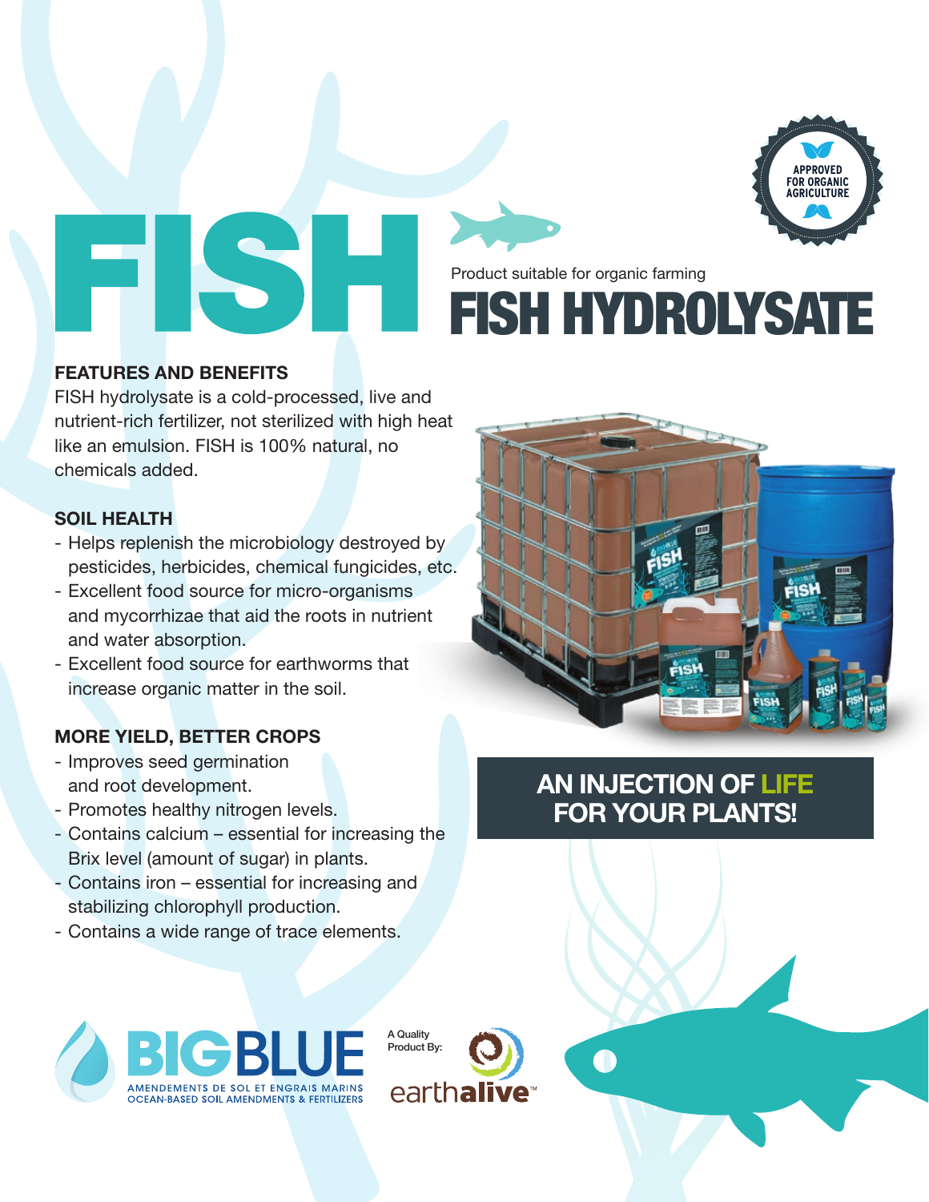APPROVED FOR ORGANIC AGRICULTURE

# FISH

Product suitable for organic farming

# FISH HYDROLYSATE

### FEATURES AND BENEFITS

FISH hydrolysate is a cold-processed, live and nutrient-rich fertilizer, not sterilized with high heat like an emulsion. FISH is 100% natural, no chemicals added.

### SOIL HEALTH

- Helps replenish the microbiology destroyed by pesticides, herbicides, chemical fungicides, etc.
- Excellent food source for micro-organisms and mycorrhizae that aid the roots in nutrient and water absorption.
- Excellent food source for earthworms that increase organic matter in the soil.

### MORE YIELD, BETTER CROPS

- Improves seed germination and root development.
- Promotes healthy nitrogen levels.
- Contains calcium – essential for increasing the Brix level (amount of sugar) in plants.
- Contains iron – essential for increasing and stabilizing chlorophyll production.
- Contains a wide range of trace elements.

**AN INJECTION OF LIFE FOR YOUR PLANTS!**

BIGBLUE
AMENDEMENTS DE SOL ET ENGRAIS MARINS
OCEAN-BASED SOIL AMENDMENTS & FERTILIZERS

A Quality Product By: earthalive™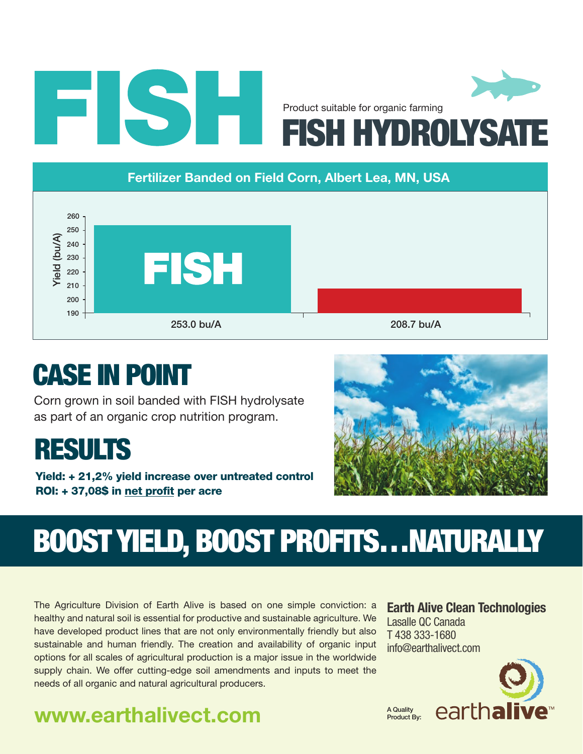# FISH

Product suitable for organic farming

# FISH HYDROLYSATE

**Fertilizer Banded on Field Corn, Albert Lea, MN, USA**

Yield (bu/A)

260
250
240
230
220
210
200
190

FISH

253.0 bu/A

208.7 bu/A

## CASE IN POINT

Corn grown in soil banded with FISH hydrolysate as part of an organic crop nutrition program.

## RESULTS

**Yield: + 21,2% yield increase over untreated control**
**ROI: + 37,08$ in net profit per acre**

## BOOST YIELD, BOOST PROFITS…NATURALLY

The Agriculture Division of Earth Alive is based on one simple conviction: a healthy and natural soil is essential for productive and sustainable agriculture. We have developed product lines that are not only environmentally friendly but also sustainable and human friendly. The creation and availability of organic input options for all scales of agricultural production is a major issue in the worldwide supply chain. We offer cutting-edge soil amendments and inputs to meet the needs of all organic and natural agricultural producers.

**Earth Alive Clean Technologies**
Lasalle QC Canada
T 438 333-1680
info@earthalivect.com

**www.earthalivect.com**

A Quality Product By: earthalive™